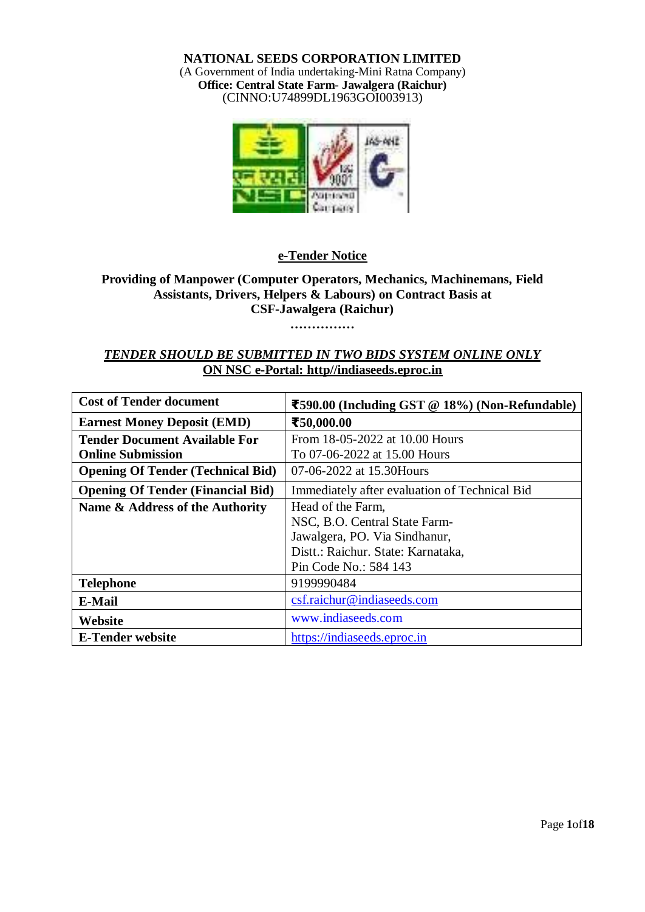**NATIONAL SEEDS CORPORATION LIMITED**
(A Government of India undertaking-Mini Ratna Company)
**Office: Central State Farm- Jawalgera (Raichur)**
(CINNO:U74899DL1963GOI003913)

## e-Tender Notice

**Providing of Manpower (Computer Operators, Mechanics, Machinemans, Field Assistants, Drivers, Helpers & Labours) on Contract Basis at CSF-Jawalgera (Raichur)**

**……………**

***TENDER SHOULD BE SUBMITTED IN TWO BIDS SYSTEM ONLINE ONLY***
**ON NSC e-Portal: http//indiaseeds.eproc.in**

| | |
|---|---|
| **Cost of Tender document** | **₹590.00 (Including GST @ 18%) (Non-Refundable)** |
| **Earnest Money Deposit (EMD)** | **₹50,000.00** |
| **Tender Document Available For Online Submission** | From 18-05-2022 at 10.00 Hours<br>To 07-06-2022 at 15.00 Hours |
| **Opening Of Tender (Technical Bid)** | 07-06-2022 at 15.30Hours |
| **Opening Of Tender (Financial Bid)** | Immediately after evaluation of Technical Bid |
| **Name & Address of the Authority** | Head of the Farm,<br>NSC, B.O. Central State Farm-<br>Jawalgera, PO. Via Sindhanur,<br>Distt.: Raichur. State: Karnataka,<br>Pin Code No.: 584 143 |
| **Telephone** | 9199990484 |
| **E-Mail** | csf.raichur@indiaseeds.com |
| **Website** | www.indiaseeds.com |
| **E-Tender website** | https://indiaseeds.eproc.in |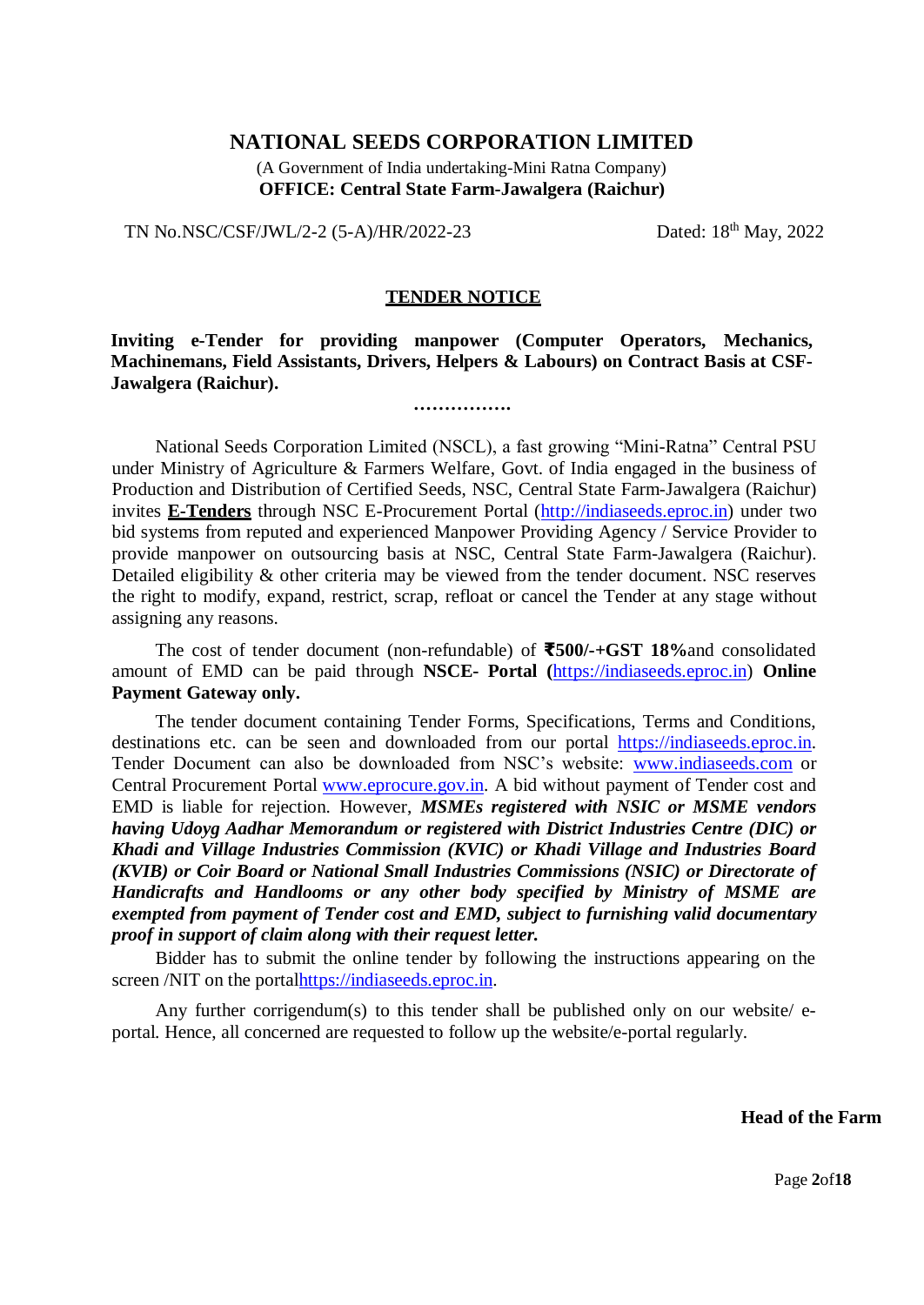# NATIONAL SEEDS CORPORATION LIMITED

(A Government of India undertaking-Mini Ratna Company)

**OFFICE: Central State Farm-Jawalgera (Raichur)**

TN No.NSC/CSF/JWL/2-2 (5-A)/HR/2022-23 Dated: 18th May, 2022

## TENDER NOTICE

**Inviting e-Tender for providing manpower (Computer Operators, Mechanics, Machinemans, Field Assistants, Drivers, Helpers & Labours) on Contract Basis at CSF-Jawalgera (Raichur).**

…………….

National Seeds Corporation Limited (NSCL), a fast growing "Mini-Ratna" Central PSU under Ministry of Agriculture & Farmers Welfare, Govt. of India engaged in the business of Production and Distribution of Certified Seeds, NSC, Central State Farm-Jawalgera (Raichur) invites **E-Tenders** through NSC E-Procurement Portal (http://indiaseeds.eproc.in) under two bid systems from reputed and experienced Manpower Providing Agency / Service Provider to provide manpower on outsourcing basis at NSC, Central State Farm-Jawalgera (Raichur). Detailed eligibility & other criteria may be viewed from the tender document. NSC reserves the right to modify, expand, restrict, scrap, refloat or cancel the Tender at any stage without assigning any reasons.

The cost of tender document (non-refundable) of **₹500/-+GST 18%**and consolidated amount of EMD can be paid through **NSCE- Portal (**https://indiaseeds.eproc.in) **Online Payment Gateway only.**

The tender document containing Tender Forms, Specifications, Terms and Conditions, destinations etc. can be seen and downloaded from our portal https://indiaseeds.eproc.in. Tender Document can also be downloaded from NSC's website: www.indiaseeds.com or Central Procurement Portal www.eprocure.gov.in. A bid without payment of Tender cost and EMD is liable for rejection. However, ***MSMEs registered with NSIC or MSME vendors having Udoyg Aadhar Memorandum or registered with District Industries Centre (DIC) or Khadi and Village Industries Commission (KVIC) or Khadi Village and Industries Board (KVIB) or Coir Board or National Small Industries Commissions (NSIC) or Directorate of Handicrafts and Handlooms or any other body specified by Ministry of MSME are exempted from payment of Tender cost and EMD, subject to furnishing valid documentary proof in support of claim along with their request letter.***

Bidder has to submit the online tender by following the instructions appearing on the screen /NIT on the portalhttps://indiaseeds.eproc.in.

Any further corrigendum(s) to this tender shall be published only on our website/ e-portal. Hence, all concerned are requested to follow up the website/e-portal regularly.

**Head of the Farm**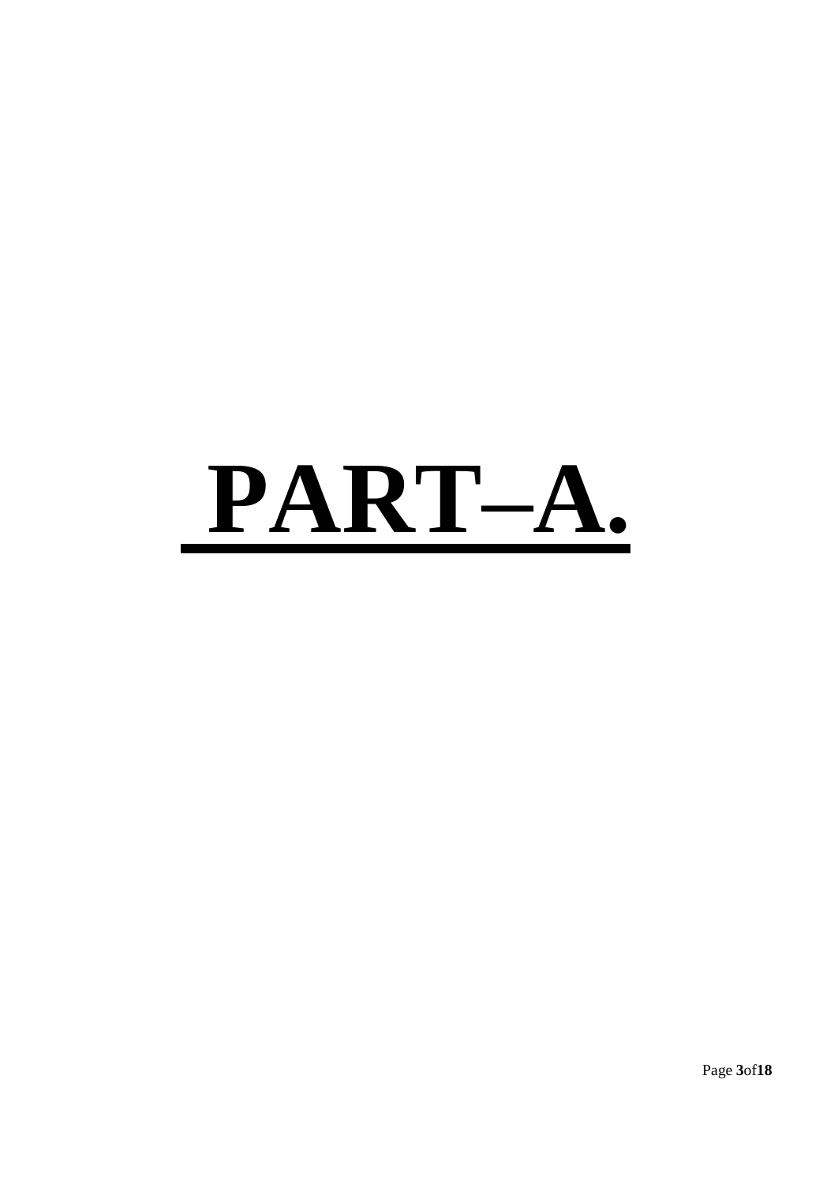# **PART–A.**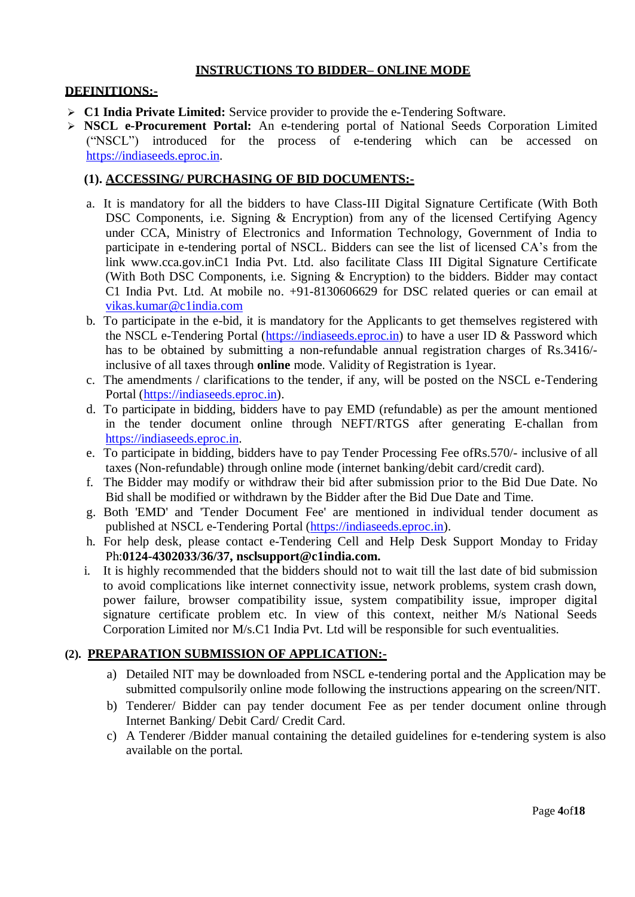## INSTRUCTIONS TO BIDDER– ONLINE MODE

**DEFINITIONS:-**

- **C1 India Private Limited:** Service provider to provide the e-Tendering Software.
- **NSCL e-Procurement Portal:** An e-tendering portal of National Seeds Corporation Limited ("NSCL") introduced for the process of e-tendering which can be accessed on https://indiaseeds.eproc.in.

### (1). ACCESSING/ PURCHASING OF BID DOCUMENTS:-

a. It is mandatory for all the bidders to have Class-III Digital Signature Certificate (With Both DSC Components, i.e. Signing & Encryption) from any of the licensed Certifying Agency under CCA, Ministry of Electronics and Information Technology, Government of India to participate in e-tendering portal of NSCL. Bidders can see the list of licensed CA's from the link www.cca.gov.inC1 India Pvt. Ltd. also facilitate Class III Digital Signature Certificate (With Both DSC Components, i.e. Signing & Encryption) to the bidders. Bidder may contact C1 India Pvt. Ltd. At mobile no. +91-8130606629 for DSC related queries or can email at vikas.kumar@c1india.com

b. To participate in the e-bid, it is mandatory for the Applicants to get themselves registered with the NSCL e-Tendering Portal (https://indiaseeds.eproc.in) to have a user ID & Password which has to be obtained by submitting a non-refundable annual registration charges of Rs.3416/- inclusive of all taxes through **online** mode. Validity of Registration is 1year.

c. The amendments / clarifications to the tender, if any, will be posted on the NSCL e-Tendering Portal (https://indiaseeds.eproc.in).

d. To participate in bidding, bidders have to pay EMD (refundable) as per the amount mentioned in the tender document online through NEFT/RTGS after generating E-challan from https://indiaseeds.eproc.in.

e. To participate in bidding, bidders have to pay Tender Processing Fee ofRs.570/- inclusive of all taxes (Non-refundable) through online mode (internet banking/debit card/credit card).

f. The Bidder may modify or withdraw their bid after submission prior to the Bid Due Date. No Bid shall be modified or withdrawn by the Bidder after the Bid Due Date and Time.

g. Both 'EMD' and 'Tender Document Fee' are mentioned in individual tender document as published at NSCL e-Tendering Portal (https://indiaseeds.eproc.in).

h. For help desk, please contact e-Tendering Cell and Help Desk Support Monday to Friday Ph:**0124-4302033/36/37, nsclsupport@c1india.com.**

i. It is highly recommended that the bidders should not to wait till the last date of bid submission to avoid complications like internet connectivity issue, network problems, system crash down, power failure, browser compatibility issue, system compatibility issue, improper digital signature certificate problem etc. In view of this context, neither M/s National Seeds Corporation Limited nor M/s.C1 India Pvt. Ltd will be responsible for such eventualities.

### (2). PREPARATION SUBMISSION OF APPLICATION:-

a) Detailed NIT may be downloaded from NSCL e-tendering portal and the Application may be submitted compulsorily online mode following the instructions appearing on the screen/NIT.

b) Tenderer/ Bidder can pay tender document Fee as per tender document online through Internet Banking/ Debit Card/ Credit Card.

c) A Tenderer /Bidder manual containing the detailed guidelines for e-tendering system is also available on the portal.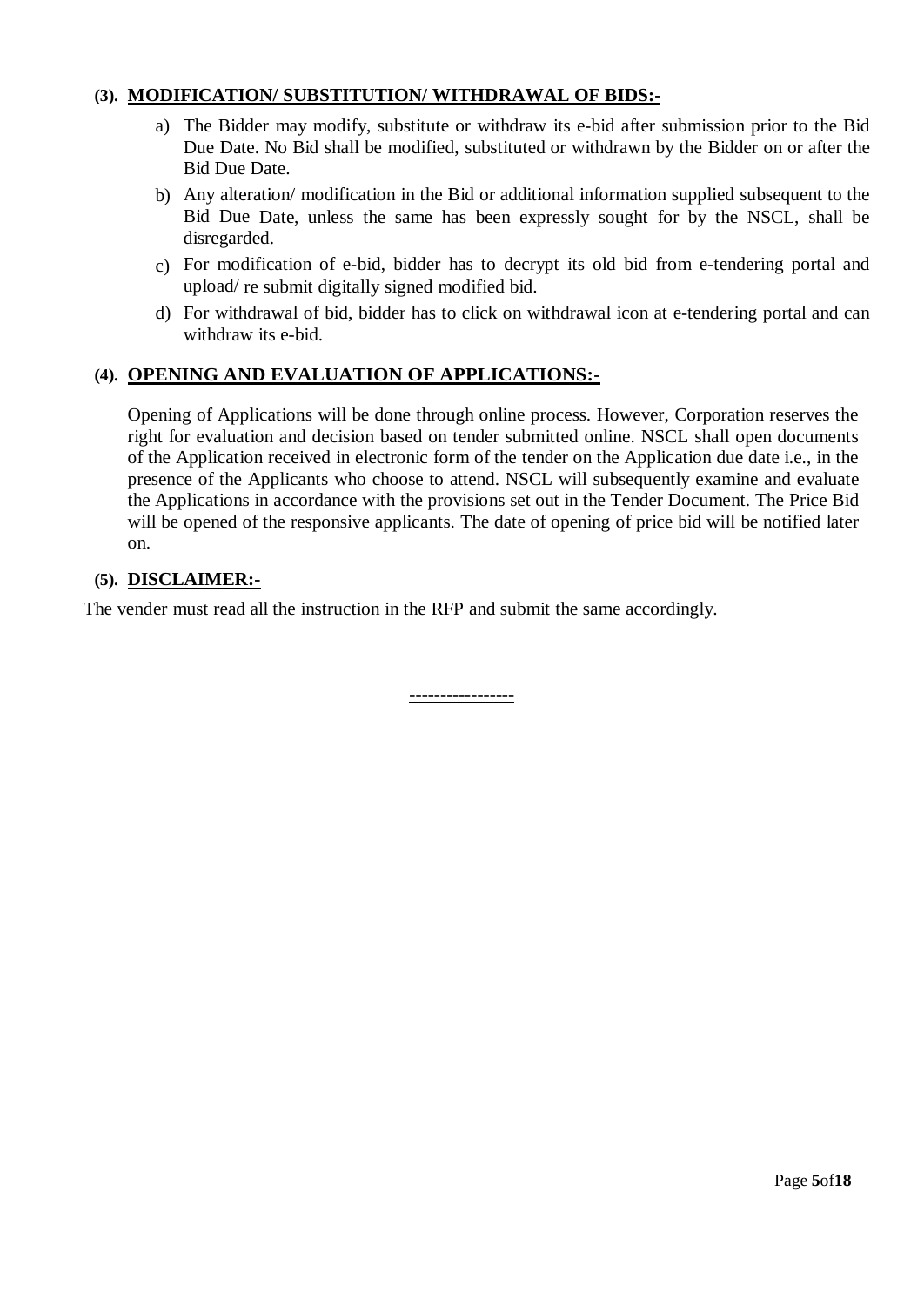**(3). MODIFICATION/ SUBSTITUTION/ WITHDRAWAL OF BIDS:-**

a) The Bidder may modify, substitute or withdraw its e-bid after submission prior to the Bid Due Date. No Bid shall be modified, substituted or withdrawn by the Bidder on or after the Bid Due Date.

b) Any alteration/ modification in the Bid or additional information supplied subsequent to the Bid Due Date, unless the same has been expressly sought for by the NSCL, shall be disregarded.

c) For modification of e-bid, bidder has to decrypt its old bid from e-tendering portal and upload/ re submit digitally signed modified bid.

d) For withdrawal of bid, bidder has to click on withdrawal icon at e-tendering portal and can withdraw its e-bid.

**(4). OPENING AND EVALUATION OF APPLICATIONS:-**

Opening of Applications will be done through online process. However, Corporation reserves the right for evaluation and decision based on tender submitted online. NSCL shall open documents of the Application received in electronic form of the tender on the Application due date i.e., in the presence of the Applicants who choose to attend. NSCL will subsequently examine and evaluate the Applications in accordance with the provisions set out in the Tender Document. The Price Bid will be opened of the responsive applicants. The date of opening of price bid will be notified later on.

**(5). DISCLAIMER:-**

The vender must read all the instruction in the RFP and submit the same accordingly.

----------------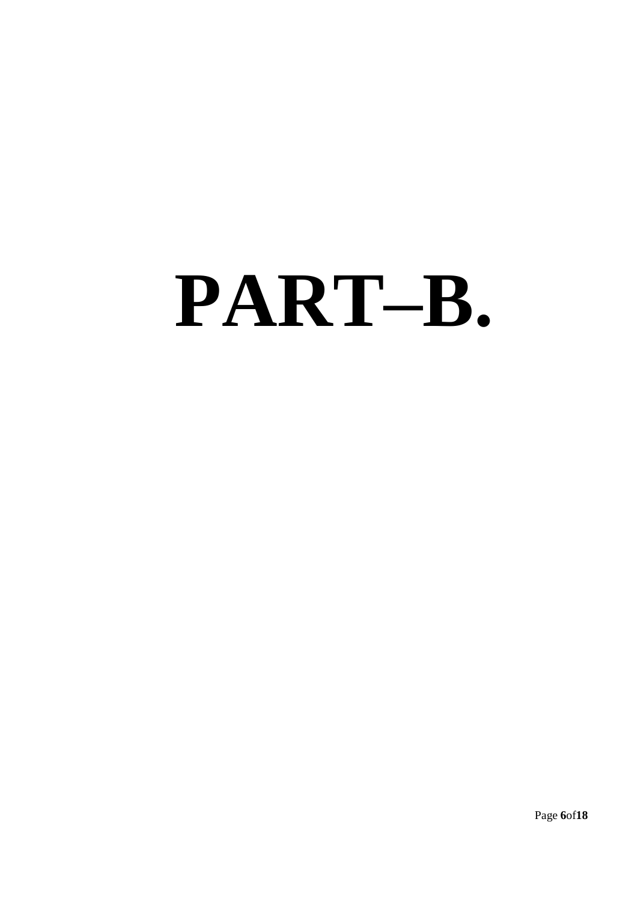# PART–B.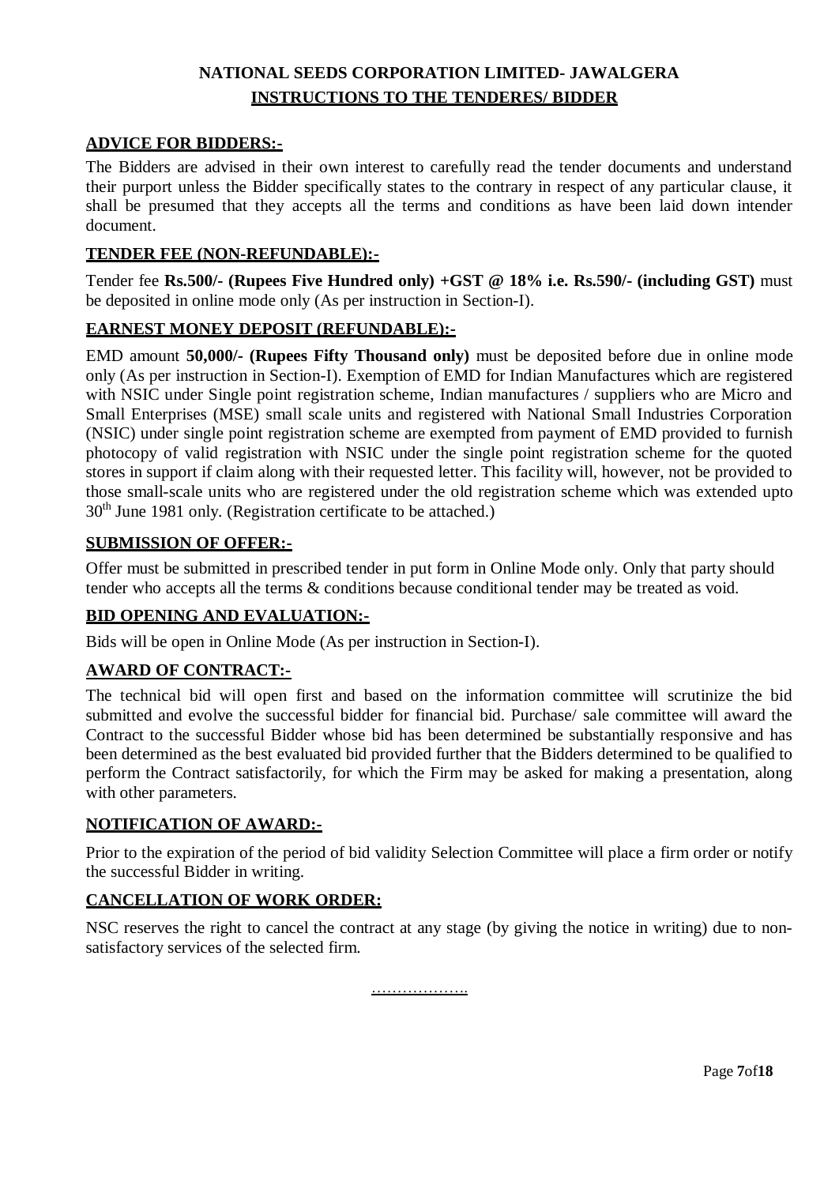# NATIONAL SEEDS CORPORATION LIMITED- JAWALGERA

## INSTRUCTIONS TO THE TENDERES/ BIDDER

### ADVICE FOR BIDDERS:-

The Bidders are advised in their own interest to carefully read the tender documents and understand their purport unless the Bidder specifically states to the contrary in respect of any particular clause, it shall be presumed that they accepts all the terms and conditions as have been laid down intender document.

### TENDER FEE (NON-REFUNDABLE):-

Tender fee **Rs.500/- (Rupees Five Hundred only) +GST @ 18% i.e. Rs.590/- (including GST)** must be deposited in online mode only (As per instruction in Section-I).

### EARNEST MONEY DEPOSIT (REFUNDABLE):-

EMD amount **50,000/- (Rupees Fifty Thousand only)** must be deposited before due in online mode only (As per instruction in Section-I). Exemption of EMD for Indian Manufactures which are registered with NSIC under Single point registration scheme, Indian manufactures / suppliers who are Micro and Small Enterprises (MSE) small scale units and registered with National Small Industries Corporation (NSIC) under single point registration scheme are exempted from payment of EMD provided to furnish photocopy of valid registration with NSIC under the single point registration scheme for the quoted stores in support if claim along with their requested letter. This facility will, however, not be provided to those small-scale units who are registered under the old registration scheme which was extended upto 30th June 1981 only. (Registration certificate to be attached.)

### SUBMISSION OF OFFER:-

Offer must be submitted in prescribed tender in put form in Online Mode only. Only that party should tender who accepts all the terms & conditions because conditional tender may be treated as void.

### BID OPENING AND EVALUATION:-

Bids will be open in Online Mode (As per instruction in Section-I).

### AWARD OF CONTRACT:-

The technical bid will open first and based on the information committee will scrutinize the bid submitted and evolve the successful bidder for financial bid. Purchase/ sale committee will award the Contract to the successful Bidder whose bid has been determined be substantially responsive and has been determined as the best evaluated bid provided further that the Bidders determined to be qualified to perform the Contract satisfactorily, for which the Firm may be asked for making a presentation, along with other parameters.

### NOTIFICATION OF AWARD:-

Prior to the expiration of the period of bid validity Selection Committee will place a firm order or notify the successful Bidder in writing.

### CANCELLATION OF WORK ORDER:

NSC reserves the right to cancel the contract at any stage (by giving the notice in writing) due to non-satisfactory services of the selected firm.

………………..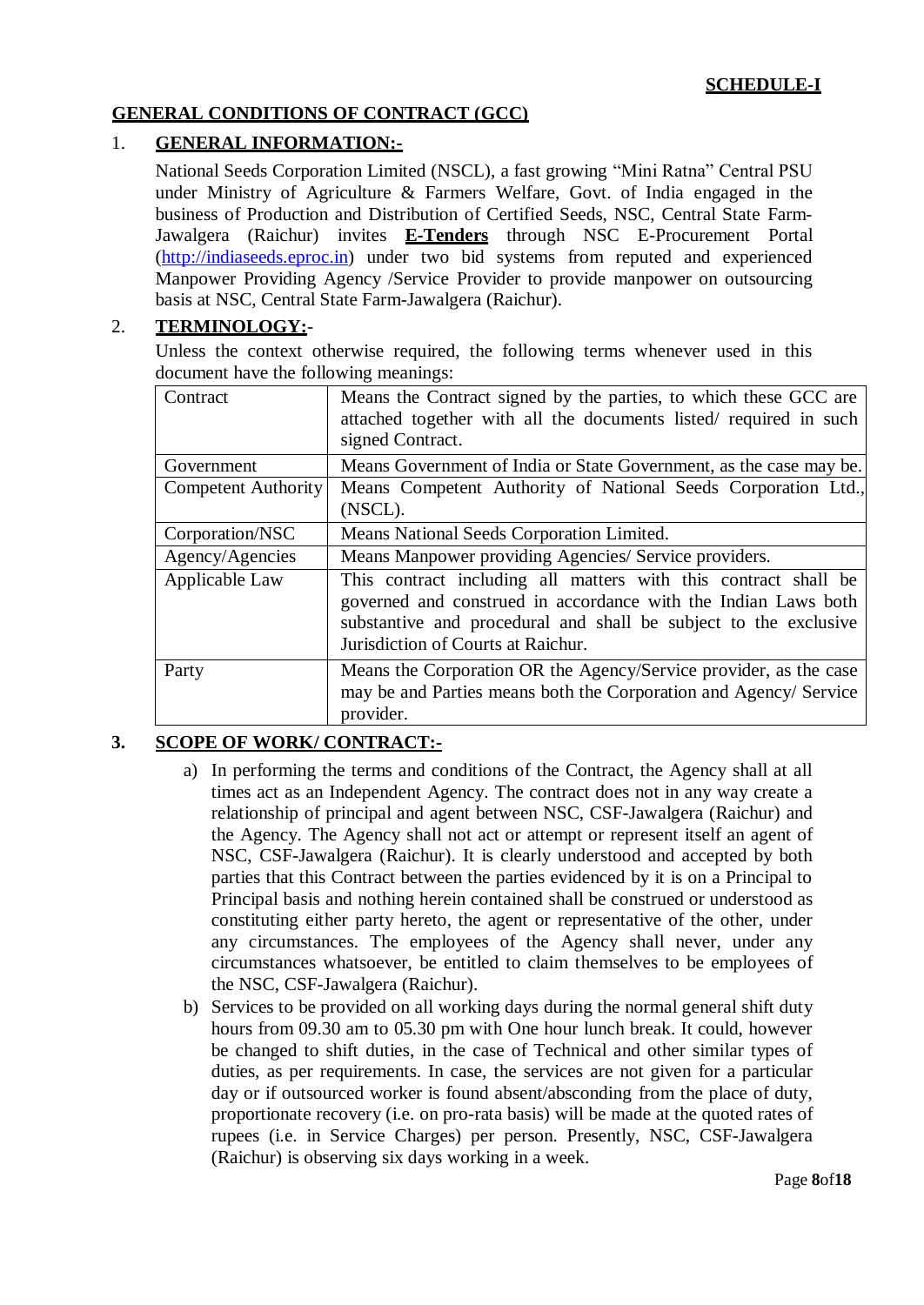**SCHEDULE-I**

## GENERAL CONDITIONS OF CONTRACT (GCC)

### 1. GENERAL INFORMATION:-

National Seeds Corporation Limited (NSCL), a fast growing "Mini Ratna" Central PSU under Ministry of Agriculture & Farmers Welfare, Govt. of India engaged in the business of Production and Distribution of Certified Seeds, NSC, Central State Farm-Jawalgera (Raichur) invites **E-Tenders** through NSC E-Procurement Portal (http://indiaseeds.eproc.in) under two bid systems from reputed and experienced Manpower Providing Agency /Service Provider to provide manpower on outsourcing basis at NSC, Central State Farm-Jawalgera (Raichur).

### 2. TERMINOLOGY:-

Unless the context otherwise required, the following terms whenever used in this document have the following meanings:

| Term | Meaning |
|---|---|
| Contract | Means the Contract signed by the parties, to which these GCC are attached together with all the documents listed/ required in such signed Contract. |
| Government | Means Government of India or State Government, as the case may be. |
| Competent Authority | Means Competent Authority of National Seeds Corporation Ltd., (NSCL). |
| Corporation/NSC | Means National Seeds Corporation Limited. |
| Agency/Agencies | Means Manpower providing Agencies/ Service providers. |
| Applicable Law | This contract including all matters with this contract shall be governed and construed in accordance with the Indian Laws both substantive and procedural and shall be subject to the exclusive Jurisdiction of Courts at Raichur. |
| Party | Means the Corporation OR the Agency/Service provider, as the case may be and Parties means both the Corporation and Agency/ Service provider. |

### 3. SCOPE OF WORK/ CONTRACT:-

a) In performing the terms and conditions of the Contract, the Agency shall at all times act as an Independent Agency. The contract does not in any way create a relationship of principal and agent between NSC, CSF-Jawalgera (Raichur) and the Agency. The Agency shall not act or attempt or represent itself an agent of NSC, CSF-Jawalgera (Raichur). It is clearly understood and accepted by both parties that this Contract between the parties evidenced by it is on a Principal to Principal basis and nothing herein contained shall be construed or understood as constituting either party hereto, the agent or representative of the other, under any circumstances. The employees of the Agency shall never, under any circumstances whatsoever, be entitled to claim themselves to be employees of the NSC, CSF-Jawalgera (Raichur).

b) Services to be provided on all working days during the normal general shift duty hours from 09.30 am to 05.30 pm with One hour lunch break. It could, however be changed to shift duties, in the case of Technical and other similar types of duties, as per requirements. In case, the services are not given for a particular day or if outsourced worker is found absent/absconding from the place of duty, proportionate recovery (i.e. on pro-rata basis) will be made at the quoted rates of rupees (i.e. in Service Charges) per person. Presently, NSC, CSF-Jawalgera (Raichur) is observing six days working in a week.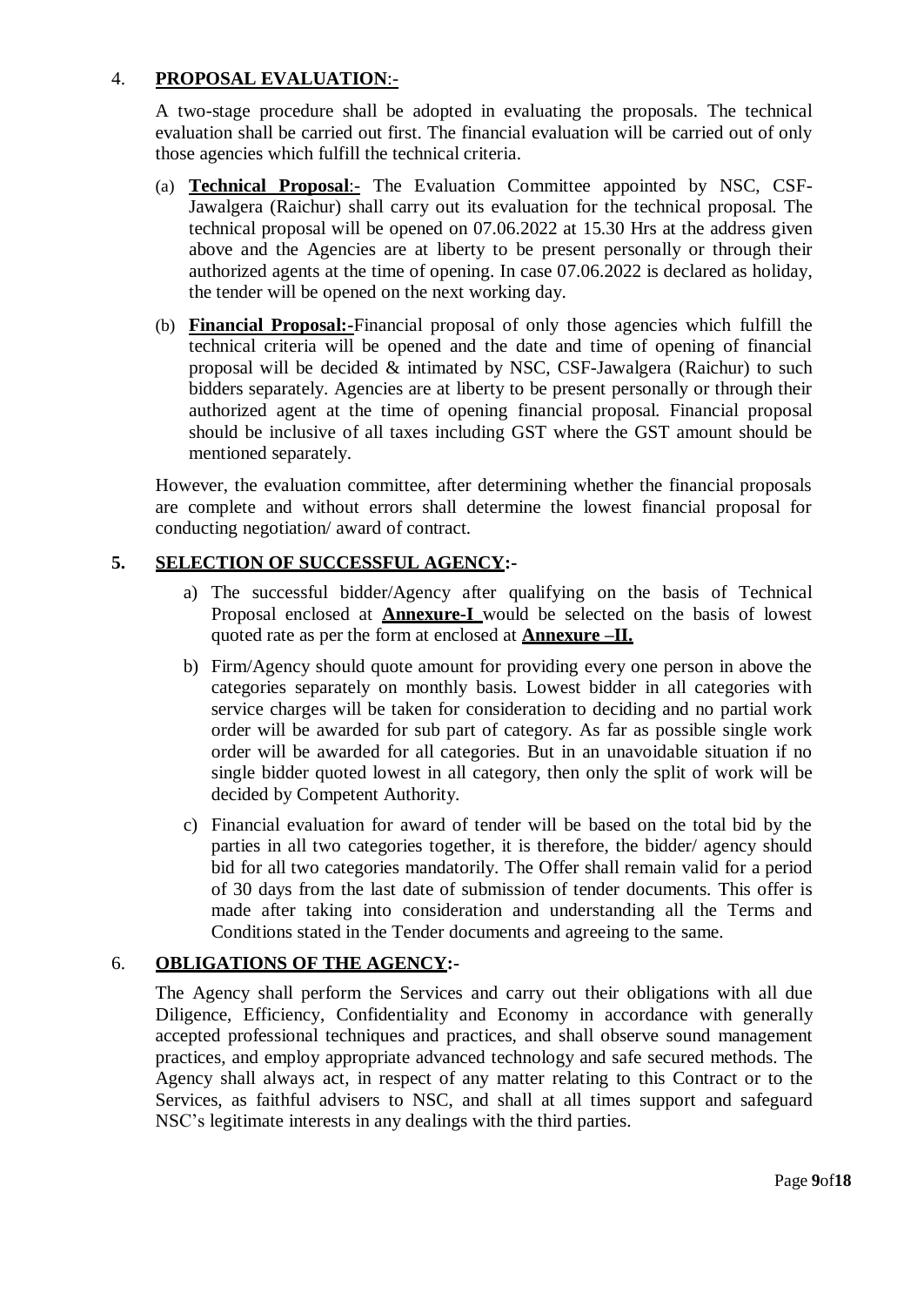4. **PROPOSAL EVALUATION**:-

A two-stage procedure shall be adopted in evaluating the proposals. The technical evaluation shall be carried out first. The financial evaluation will be carried out of only those agencies which fulfill the technical criteria.

(a) **Technical Proposal**:- The Evaluation Committee appointed by NSC, CSF-Jawalgera (Raichur) shall carry out its evaluation for the technical proposal. The technical proposal will be opened on 07.06.2022 at 15.30 Hrs at the address given above and the Agencies are at liberty to be present personally or through their authorized agents at the time of opening. In case 07.06.2022 is declared as holiday, the tender will be opened on the next working day.

(b) **Financial Proposal:-**Financial proposal of only those agencies which fulfill the technical criteria will be opened and the date and time of opening of financial proposal will be decided & intimated by NSC, CSF-Jawalgera (Raichur) to such bidders separately. Agencies are at liberty to be present personally or through their authorized agent at the time of opening financial proposal. Financial proposal should be inclusive of all taxes including GST where the GST amount should be mentioned separately.

However, the evaluation committee, after determining whether the financial proposals are complete and without errors shall determine the lowest financial proposal for conducting negotiation/ award of contract.

5. **SELECTION OF SUCCESSFUL AGENCY:-**

a) The successful bidder/Agency after qualifying on the basis of Technical Proposal enclosed at **Annexure-I** would be selected on the basis of lowest quoted rate as per the form at enclosed at **Annexure –II.**

b) Firm/Agency should quote amount for providing every one person in above the categories separately on monthly basis. Lowest bidder in all categories with service charges will be taken for consideration to deciding and no partial work order will be awarded for sub part of category. As far as possible single work order will be awarded for all categories. But in an unavoidable situation if no single bidder quoted lowest in all category, then only the split of work will be decided by Competent Authority.

c) Financial evaluation for award of tender will be based on the total bid by the parties in all two categories together, it is therefore, the bidder/ agency should bid for all two categories mandatorily. The Offer shall remain valid for a period of 30 days from the last date of submission of tender documents. This offer is made after taking into consideration and understanding all the Terms and Conditions stated in the Tender documents and agreeing to the same.

6. **OBLIGATIONS OF THE AGENCY:-**

The Agency shall perform the Services and carry out their obligations with all due Diligence, Efficiency, Confidentiality and Economy in accordance with generally accepted professional techniques and practices, and shall observe sound management practices, and employ appropriate advanced technology and safe secured methods. The Agency shall always act, in respect of any matter relating to this Contract or to the Services, as faithful advisers to NSC, and shall at all times support and safeguard NSC's legitimate interests in any dealings with the third parties.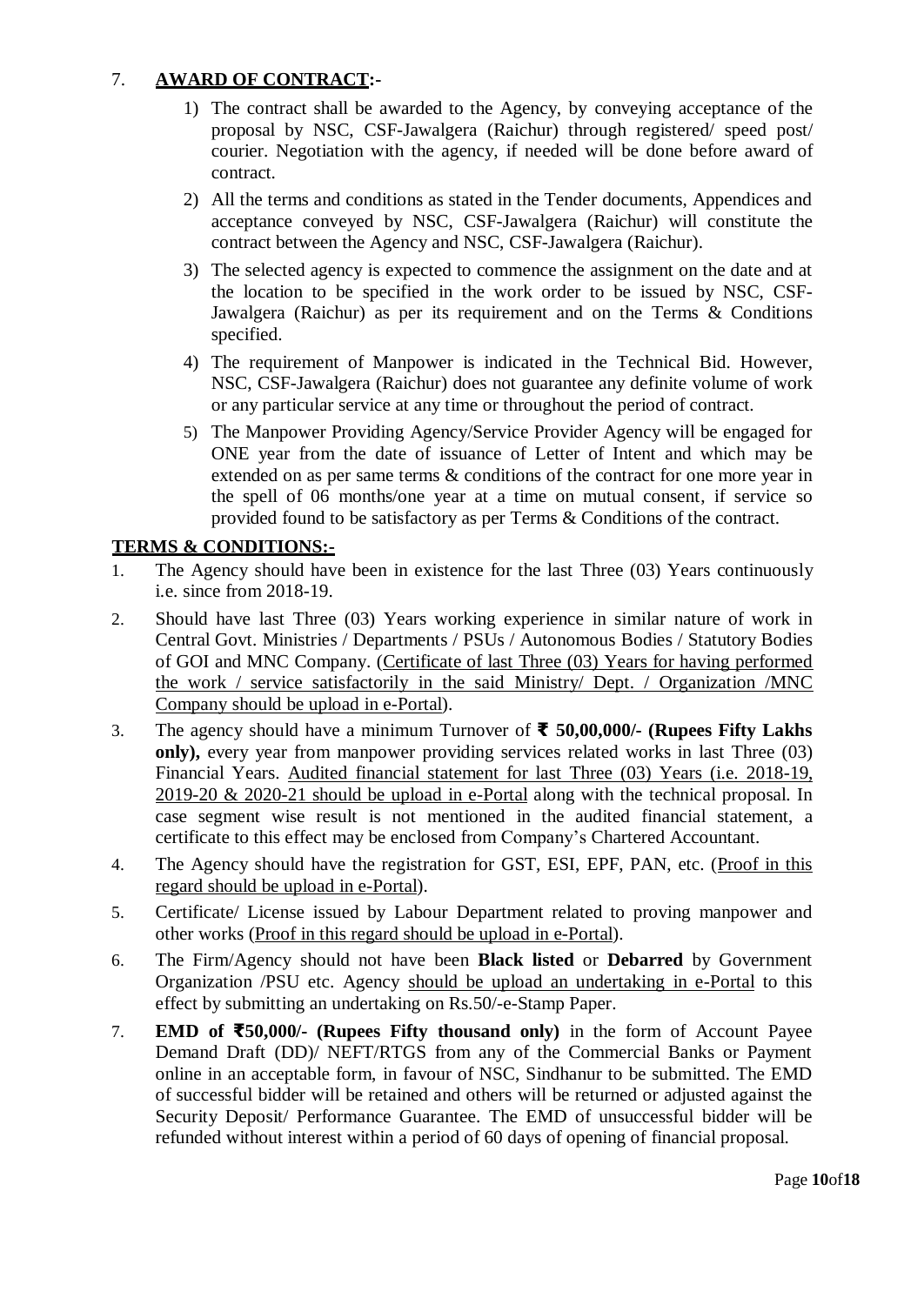7. **AWARD OF CONTRACT:-**

   1) The contract shall be awarded to the Agency, by conveying acceptance of the proposal by NSC, CSF-Jawalgera (Raichur) through registered/ speed post/ courier. Negotiation with the agency, if needed will be done before award of contract.
   2) All the terms and conditions as stated in the Tender documents, Appendices and acceptance conveyed by NSC, CSF-Jawalgera (Raichur) will constitute the contract between the Agency and NSC, CSF-Jawalgera (Raichur).
   3) The selected agency is expected to commence the assignment on the date and at the location to be specified in the work order to be issued by NSC, CSF-Jawalgera (Raichur) as per its requirement and on the Terms & Conditions specified.
   4) The requirement of Manpower is indicated in the Technical Bid. However, NSC, CSF-Jawalgera (Raichur) does not guarantee any definite volume of work or any particular service at any time or throughout the period of contract.
   5) The Manpower Providing Agency/Service Provider Agency will be engaged for ONE year from the date of issuance of Letter of Intent and which may be extended on as per same terms & conditions of the contract for one more year in the spell of 06 months/one year at a time on mutual consent, if service so provided found to be satisfactory as per Terms & Conditions of the contract.

**TERMS & CONDITIONS:-**

1. The Agency should have been in existence for the last Three (03) Years continuously i.e. since from 2018-19.
2. Should have last Three (03) Years working experience in similar nature of work in Central Govt. Ministries / Departments / PSUs / Autonomous Bodies / Statutory Bodies of GOI and MNC Company. (Certificate of last Three (03) Years for having performed the work / service satisfactorily in the said Ministry/ Dept. / Organization /MNC Company should be upload in e-Portal).
3. The agency should have a minimum Turnover of **₹ 50,00,000/- (Rupees Fifty Lakhs only),** every year from manpower providing services related works in last Three (03) Financial Years. Audited financial statement for last Three (03) Years (i.e. 2018-19, 2019-20 & 2020-21 should be upload in e-Portal along with the technical proposal. In case segment wise result is not mentioned in the audited financial statement, a certificate to this effect may be enclosed from Company's Chartered Accountant.
4. The Agency should have the registration for GST, ESI, EPF, PAN, etc. (Proof in this regard should be upload in e-Portal).
5. Certificate/ License issued by Labour Department related to proving manpower and other works (Proof in this regard should be upload in e-Portal).
6. The Firm/Agency should not have been **Black listed** or **Debarred** by Government Organization /PSU etc. Agency should be upload an undertaking in e-Portal to this effect by submitting an undertaking on Rs.50/-e-Stamp Paper.
7. **EMD of ₹50,000/- (Rupees Fifty thousand only)** in the form of Account Payee Demand Draft (DD)/ NEFT/RTGS from any of the Commercial Banks or Payment online in an acceptable form, in favour of NSC, Sindhanur to be submitted. The EMD of successful bidder will be retained and others will be returned or adjusted against the Security Deposit/ Performance Guarantee. The EMD of unsuccessful bidder will be refunded without interest within a period of 60 days of opening of financial proposal.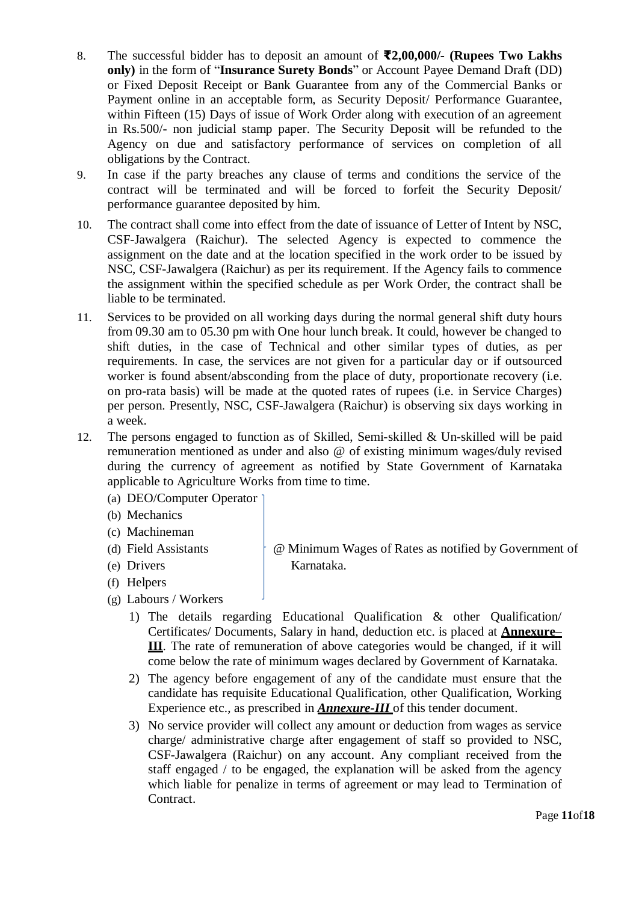8. The successful bidder has to deposit an amount of **₹2,00,000/- (Rupees Two Lakhs only)** in the form of "**Insurance Surety Bonds**" or Account Payee Demand Draft (DD) or Fixed Deposit Receipt or Bank Guarantee from any of the Commercial Banks or Payment online in an acceptable form, as Security Deposit/ Performance Guarantee, within Fifteen (15) Days of issue of Work Order along with execution of an agreement in Rs.500/- non judicial stamp paper. The Security Deposit will be refunded to the Agency on due and satisfactory performance of services on completion of all obligations by the Contract.
9. In case if the party breaches any clause of terms and conditions the service of the contract will be terminated and will be forced to forfeit the Security Deposit/ performance guarantee deposited by him.
10. The contract shall come into effect from the date of issuance of Letter of Intent by NSC, CSF-Jawalgera (Raichur). The selected Agency is expected to commence the assignment on the date and at the location specified in the work order to be issued by NSC, CSF-Jawalgera (Raichur) as per its requirement. If the Agency fails to commence the assignment within the specified schedule as per Work Order, the contract shall be liable to be terminated.
11. Services to be provided on all working days during the normal general shift duty hours from 09.30 am to 05.30 pm with One hour lunch break. It could, however be changed to shift duties, in the case of Technical and other similar types of duties, as per requirements. In case, the services are not given for a particular day or if outsourced worker is found absent/absconding from the place of duty, proportionate recovery (i.e. on pro-rata basis) will be made at the quoted rates of rupees (i.e. in Service Charges) per person. Presently, NSC, CSF-Jawalgera (Raichur) is observing six days working in a week.
12. The persons engaged to function as of Skilled, Semi-skilled & Un-skilled will be paid remuneration mentioned as under and also @ of existing minimum wages/duly revised during the currency of agreement as notified by State Government of Karnataka applicable to Agriculture Works from time to time.
    (a) DEO/Computer Operator
    (b) Mechanics
    (c) Machineman
    (d) Field Assistants
    (e) Drivers
    (f) Helpers
    (g) Labours / Workers

    } @ Minimum Wages of Rates as notified by Government of Karnataka.

    1) The details regarding Educational Qualification & other Qualification/ Certificates/ Documents, Salary in hand, deduction etc. is placed at **<u>Annexure–III</u>**. The rate of remuneration of above categories would be changed, if it will come below the rate of minimum wages declared by Government of Karnataka.
    2) The agency before engagement of any of the candidate must ensure that the candidate has requisite Educational Qualification, other Qualification, Working Experience etc., as prescribed in ***<u>Annexure-III</u>*** of this tender document.
    3) No service provider will collect any amount or deduction from wages as service charge/ administrative charge after engagement of staff so provided to NSC, CSF-Jawalgera (Raichur) on any account. Any compliant received from the staff engaged / to be engaged, the explanation will be asked from the agency which liable for penalize in terms of agreement or may lead to Termination of Contract.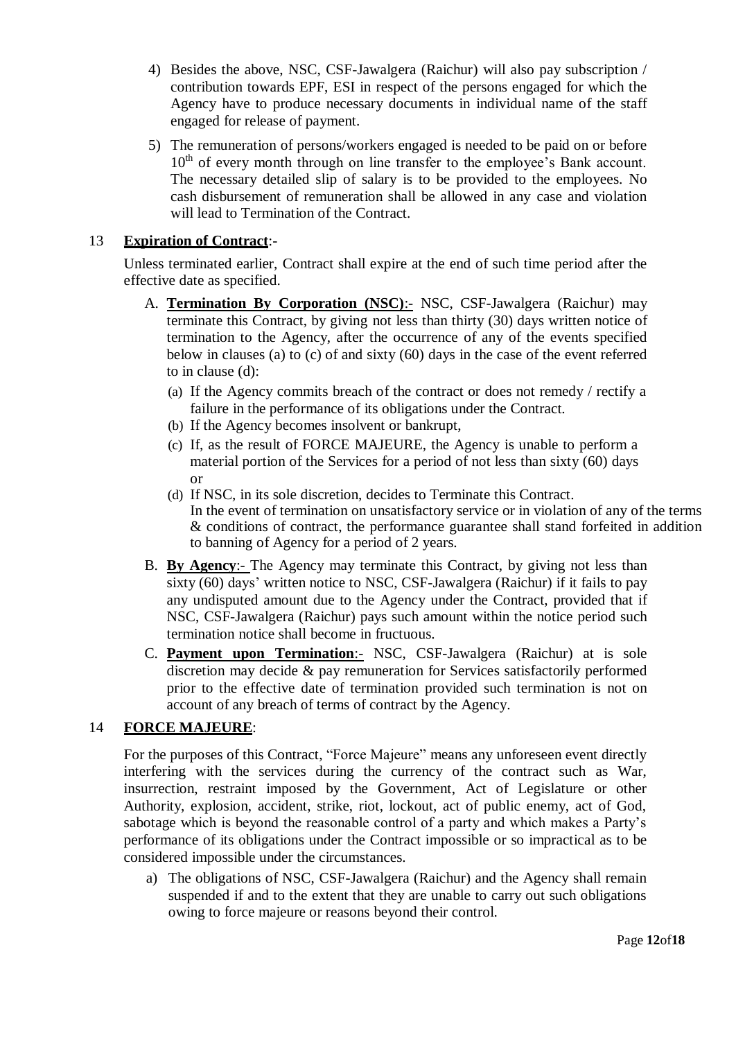4) Besides the above, NSC, CSF-Jawalgera (Raichur) will also pay subscription / contribution towards EPF, ESI in respect of the persons engaged for which the Agency have to produce necessary documents in individual name of the staff engaged for release of payment.

5) The remuneration of persons/workers engaged is needed to be paid on or before $10^{th}$ of every month through on line transfer to the employee's Bank account. The necessary detailed slip of salary is to be provided to the employees. No cash disbursement of remuneration shall be allowed in any case and violation will lead to Termination of the Contract.

13 **Expiration of Contract**:-

Unless terminated earlier, Contract shall expire at the end of such time period after the effective date as specified.

A. **Termination By Corporation (NSC)**:- NSC, CSF-Jawalgera (Raichur) may terminate this Contract, by giving not less than thirty (30) days written notice of termination to the Agency, after the occurrence of any of the events specified below in clauses (a) to (c) of and sixty (60) days in the case of the event referred to in clause (d):

   (a) If the Agency commits breach of the contract or does not remedy / rectify a failure in the performance of its obligations under the Contract.
   (b) If the Agency becomes insolvent or bankrupt,
   (c) If, as the result of FORCE MAJEURE, the Agency is unable to perform a material portion of the Services for a period of not less than sixty (60) days or
   (d) If NSC, in its sole discretion, decides to Terminate this Contract.
   In the event of termination on unsatisfactory service or in violation of any of the terms & conditions of contract, the performance guarantee shall stand forfeited in addition to banning of Agency for a period of 2 years.

B. **By Agency**:- The Agency may terminate this Contract, by giving not less than sixty (60) days' written notice to NSC, CSF-Jawalgera (Raichur) if it fails to pay any undisputed amount due to the Agency under the Contract, provided that if NSC, CSF-Jawalgera (Raichur) pays such amount within the notice period such termination notice shall become in fructuous.

C. **Payment upon Termination**:- NSC, CSF-Jawalgera (Raichur) at is sole discretion may decide & pay remuneration for Services satisfactorily performed prior to the effective date of termination provided such termination is not on account of any breach of terms of contract by the Agency.

14 **FORCE MAJEURE**:

For the purposes of this Contract, "Force Majeure" means any unforeseen event directly interfering with the services during the currency of the contract such as War, insurrection, restraint imposed by the Government, Act of Legislature or other Authority, explosion, accident, strike, riot, lockout, act of public enemy, act of God, sabotage which is beyond the reasonable control of a party and which makes a Party's performance of its obligations under the Contract impossible or so impractical as to be considered impossible under the circumstances.

a) The obligations of NSC, CSF-Jawalgera (Raichur) and the Agency shall remain suspended if and to the extent that they are unable to carry out such obligations owing to force majeure or reasons beyond their control.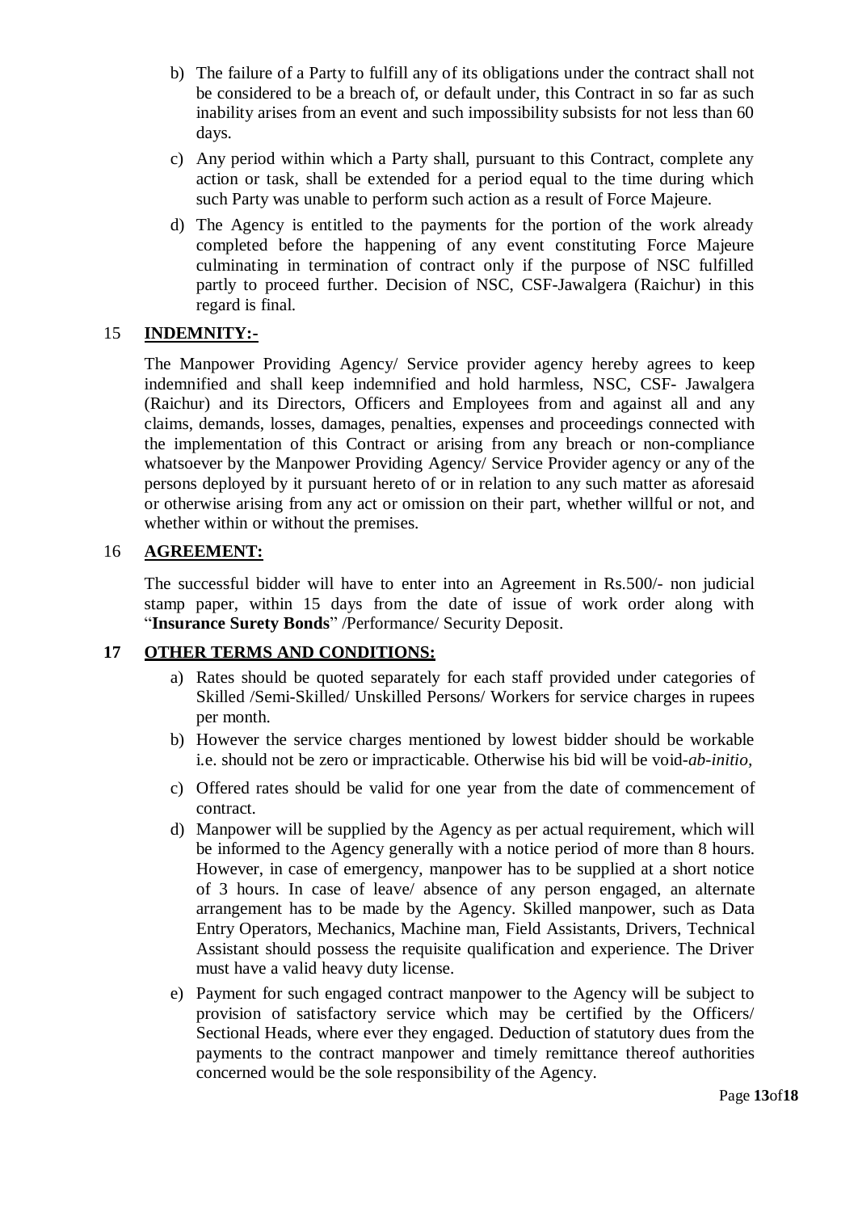b) The failure of a Party to fulfill any of its obligations under the contract shall not be considered to be a breach of, or default under, this Contract in so far as such inability arises from an event and such impossibility subsists for not less than 60 days.

c) Any period within which a Party shall, pursuant to this Contract, complete any action or task, shall be extended for a period equal to the time during which such Party was unable to perform such action as a result of Force Majeure.

d) The Agency is entitled to the payments for the portion of the work already completed before the happening of any event constituting Force Majeure culminating in termination of contract only if the purpose of NSC fulfilled partly to proceed further. Decision of NSC, CSF-Jawalgera (Raichur) in this regard is final.

## 15 INDEMNITY:-

The Manpower Providing Agency/ Service provider agency hereby agrees to keep indemnified and shall keep indemnified and hold harmless, NSC, CSF- Jawalgera (Raichur) and its Directors, Officers and Employees from and against all and any claims, demands, losses, damages, penalties, expenses and proceedings connected with the implementation of this Contract or arising from any breach or non-compliance whatsoever by the Manpower Providing Agency/ Service Provider agency or any of the persons deployed by it pursuant hereto of or in relation to any such matter as aforesaid or otherwise arising from any act or omission on their part, whether willful or not, and whether within or without the premises.

## 16 AGREEMENT:

The successful bidder will have to enter into an Agreement in Rs.500/- non judicial stamp paper, within 15 days from the date of issue of work order along with "**Insurance Surety Bonds**" /Performance/ Security Deposit.

## 17 OTHER TERMS AND CONDITIONS:

a) Rates should be quoted separately for each staff provided under categories of Skilled /Semi-Skilled/ Unskilled Persons/ Workers for service charges in rupees per month.

b) However the service charges mentioned by lowest bidder should be workable i.e. should not be zero or impracticable. Otherwise his bid will be void-*ab-initio,*

c) Offered rates should be valid for one year from the date of commencement of contract.

d) Manpower will be supplied by the Agency as per actual requirement, which will be informed to the Agency generally with a notice period of more than 8 hours. However, in case of emergency, manpower has to be supplied at a short notice of 3 hours. In case of leave/ absence of any person engaged, an alternate arrangement has to be made by the Agency. Skilled manpower, such as Data Entry Operators, Mechanics, Machine man, Field Assistants, Drivers, Technical Assistant should possess the requisite qualification and experience. The Driver must have a valid heavy duty license.

e) Payment for such engaged contract manpower to the Agency will be subject to provision of satisfactory service which may be certified by the Officers/ Sectional Heads, where ever they engaged. Deduction of statutory dues from the payments to the contract manpower and timely remittance thereof authorities concerned would be the sole responsibility of the Agency.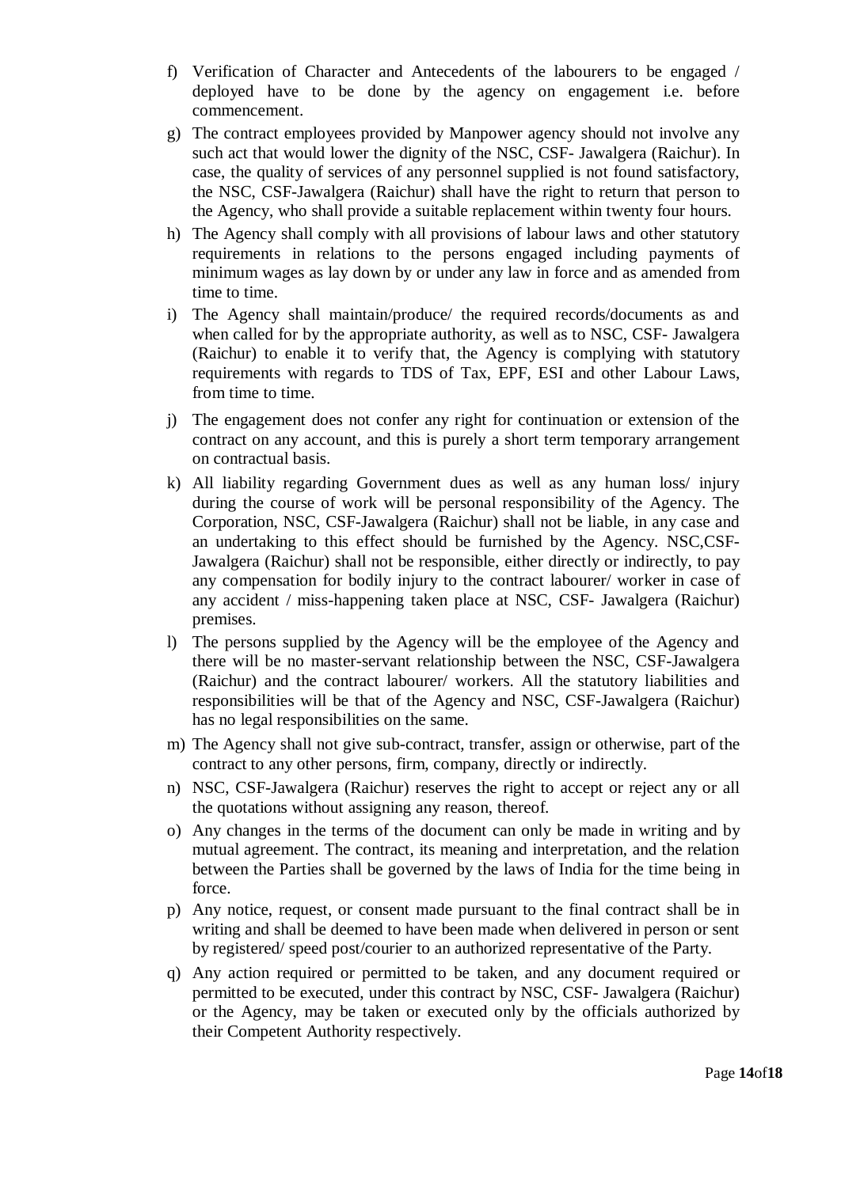f) Verification of Character and Antecedents of the labourers to be engaged / deployed have to be done by the agency on engagement i.e. before commencement.

g) The contract employees provided by Manpower agency should not involve any such act that would lower the dignity of the NSC, CSF- Jawalgera (Raichur). In case, the quality of services of any personnel supplied is not found satisfactory, the NSC, CSF-Jawalgera (Raichur) shall have the right to return that person to the Agency, who shall provide a suitable replacement within twenty four hours.

h) The Agency shall comply with all provisions of labour laws and other statutory requirements in relations to the persons engaged including payments of minimum wages as lay down by or under any law in force and as amended from time to time.

i) The Agency shall maintain/produce/ the required records/documents as and when called for by the appropriate authority, as well as to NSC, CSF- Jawalgera (Raichur) to enable it to verify that, the Agency is complying with statutory requirements with regards to TDS of Tax, EPF, ESI and other Labour Laws, from time to time.

j) The engagement does not confer any right for continuation or extension of the contract on any account, and this is purely a short term temporary arrangement on contractual basis.

k) All liability regarding Government dues as well as any human loss/ injury during the course of work will be personal responsibility of the Agency. The Corporation, NSC, CSF-Jawalgera (Raichur) shall not be liable, in any case and an undertaking to this effect should be furnished by the Agency. NSC,CSF-Jawalgera (Raichur) shall not be responsible, either directly or indirectly, to pay any compensation for bodily injury to the contract labourer/ worker in case of any accident / miss-happening taken place at NSC, CSF- Jawalgera (Raichur) premises.

l) The persons supplied by the Agency will be the employee of the Agency and there will be no master-servant relationship between the NSC, CSF-Jawalgera (Raichur) and the contract labourer/ workers. All the statutory liabilities and responsibilities will be that of the Agency and NSC, CSF-Jawalgera (Raichur) has no legal responsibilities on the same.

m) The Agency shall not give sub-contract, transfer, assign or otherwise, part of the contract to any other persons, firm, company, directly or indirectly.

n) NSC, CSF-Jawalgera (Raichur) reserves the right to accept or reject any or all the quotations without assigning any reason, thereof.

o) Any changes in the terms of the document can only be made in writing and by mutual agreement. The contract, its meaning and interpretation, and the relation between the Parties shall be governed by the laws of India for the time being in force.

p) Any notice, request, or consent made pursuant to the final contract shall be in writing and shall be deemed to have been made when delivered in person or sent by registered/ speed post/courier to an authorized representative of the Party.

q) Any action required or permitted to be taken, and any document required or permitted to be executed, under this contract by NSC, CSF- Jawalgera (Raichur) or the Agency, may be taken or executed only by the officials authorized by their Competent Authority respectively.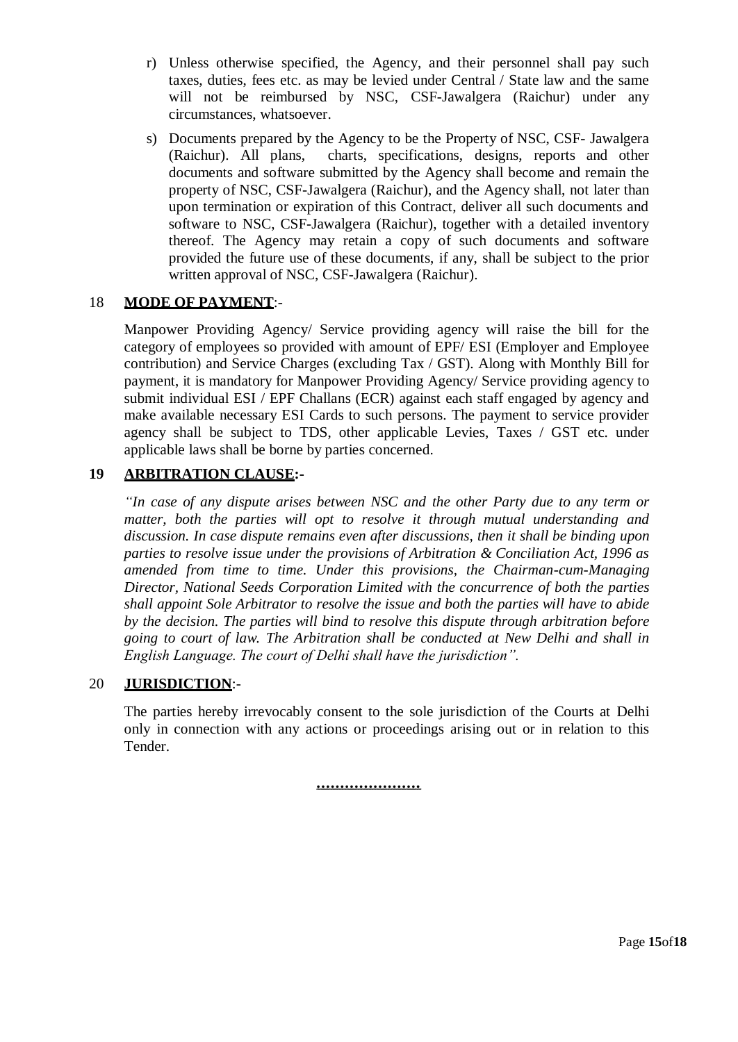r) Unless otherwise specified, the Agency, and their personnel shall pay such taxes, duties, fees etc. as may be levied under Central / State law and the same will not be reimbursed by NSC, CSF-Jawalgera (Raichur) under any circumstances, whatsoever.

s) Documents prepared by the Agency to be the Property of NSC, CSF- Jawalgera (Raichur). All plans, charts, specifications, designs, reports and other documents and software submitted by the Agency shall become and remain the property of NSC, CSF-Jawalgera (Raichur), and the Agency shall, not later than upon termination or expiration of this Contract, deliver all such documents and software to NSC, CSF-Jawalgera (Raichur), together with a detailed inventory thereof. The Agency may retain a copy of such documents and software provided the future use of these documents, if any, shall be subject to the prior written approval of NSC, CSF-Jawalgera (Raichur).

## 18 MODE OF PAYMENT:-

Manpower Providing Agency/ Service providing agency will raise the bill for the category of employees so provided with amount of EPF/ ESI (Employer and Employee contribution) and Service Charges (excluding Tax / GST). Along with Monthly Bill for payment, it is mandatory for Manpower Providing Agency/ Service providing agency to submit individual ESI / EPF Challans (ECR) against each staff engaged by agency and make available necessary ESI Cards to such persons. The payment to service provider agency shall be subject to TDS, other applicable Levies, Taxes / GST etc. under applicable laws shall be borne by parties concerned.

## 19 ARBITRATION CLAUSE:-

*"In case of any dispute arises between NSC and the other Party due to any term or matter, both the parties will opt to resolve it through mutual understanding and discussion. In case dispute remains even after discussions, then it shall be binding upon parties to resolve issue under the provisions of Arbitration & Conciliation Act, 1996 as amended from time to time. Under this provisions, the Chairman-cum-Managing Director, National Seeds Corporation Limited with the concurrence of both the parties shall appoint Sole Arbitrator to resolve the issue and both the parties will have to abide by the decision. The parties will bind to resolve this dispute through arbitration before going to court of law. The Arbitration shall be conducted at New Delhi and shall in English Language. The court of Delhi shall have the jurisdiction".*

## 20 JURISDICTION:-

The parties hereby irrevocably consent to the sole jurisdiction of the Courts at Delhi only in connection with any actions or proceedings arising out or in relation to this Tender.

.....................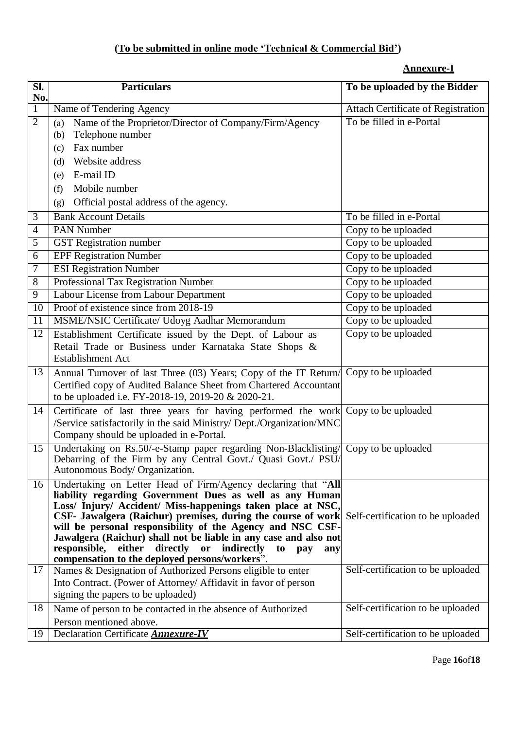**(To be submitted in online mode 'Technical & Commercial Bid')**

**Annexure-I**

| Sl. No. | Particulars | To be uploaded by the Bidder |
|---|---|---|
| 1 | Name of Tendering Agency | Attach Certificate of Registration |
| 2 | (a) Name of the Proprietor/Director of Company/Firm/Agency<br>(b) Telephone number<br>(c) Fax number<br>(d) Website address<br>(e) E-mail ID<br>(f) Mobile number<br>(g) Official postal address of the agency. | To be filled in e-Portal |
| 3 | Bank Account Details | To be filled in e-Portal |
| 4 | PAN Number | Copy to be uploaded |
| 5 | GST Registration number | Copy to be uploaded |
| 6 | EPF Registration Number | Copy to be uploaded |
| 7 | ESI Registration Number | Copy to be uploaded |
| 8 | Professional Tax Registration Number | Copy to be uploaded |
| 9 | Labour License from Labour Department | Copy to be uploaded |
| 10 | Proof of existence since from 2018-19 | Copy to be uploaded |
| 11 | MSME/NSIC Certificate/ Udoyg Aadhar Memorandum | Copy to be uploaded |
| 12 | Establishment Certificate issued by the Dept. of Labour as Retail Trade or Business under Karnataka State Shops & Establishment Act | Copy to be uploaded |
| 13 | Annual Turnover of last Three (03) Years; Copy of the IT Return/ Certified copy of Audited Balance Sheet from Chartered Accountant to be uploaded i.e. FY-2018-19, 2019-20 & 2020-21. | Copy to be uploaded |
| 14 | Certificate of last three years for having performed the work /Service satisfactorily in the said Ministry/ Dept./Organization/MNC Company should be uploaded in e-Portal. | Copy to be uploaded |
| 15 | Undertaking on Rs.50/-e-Stamp paper regarding Non-Blacklisting/ Debarring of the Firm by any Central Govt./ Quasi Govt./ PSU/ Autonomous Body/ Organization. | Copy to be uploaded |
| 16 | Undertaking on Letter Head of Firm/Agency declaring that "**All liability regarding Government Dues as well as any Human Loss/ Injury/ Accident/ Miss-happenings taken place at NSC, CSF- Jawalgera (Raichur) premises, during the course of work will be personal responsibility of the Agency and NSC CSF-Jawalgera (Raichur) shall not be liable in any case and also not responsible, either directly or indirectly to pay any compensation to the deployed persons/workers**". | Self-certification to be uploaded |
| 17 | Names & Designation of Authorized Persons eligible to enter Into Contract. (Power of Attorney/ Affidavit in favor of person signing the papers to be uploaded) | Self-certification to be uploaded |
| 18 | Name of person to be contacted in the absence of Authorized Person mentioned above. | Self-certification to be uploaded |
| 19 | Declaration Certificate ***Annexure-IV*** | Self-certification to be uploaded |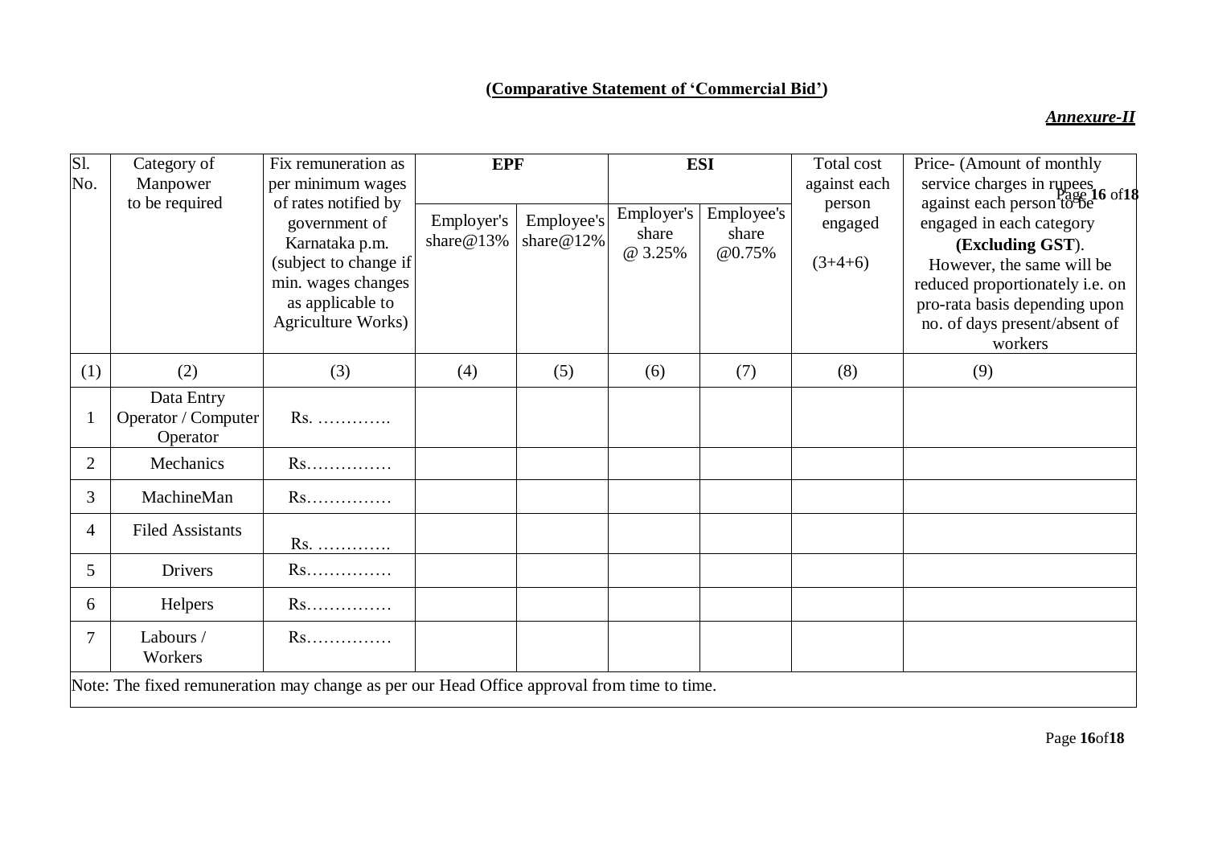**(Comparative Statement of 'Commercial Bid')**

***Annexure-II***

| Sl. No. | Category of Manpower to be required | Fix remuneration as per minimum wages of rates notified by government of Karnataka p.m. (subject to change if min. wages changes as applicable to Agriculture Works) | EPF | | ESI | | Total cost against each person engaged (3+4+6) | Price- (Amount of monthly service charges in rupees against each person to be engaged in each category **(Excluding GST)**. However, the same will be reduced proportionately i.e. on pro-rata basis depending upon no. of days present/absent of workers |
|---|---|---|---|---|---|---|---|---|
| | | | Employer's share@13% | Employee's share@12% | Employer's share @ 3.25% | Employee's share @0.75% | | |
| (1) | (2) | (3) | (4) | (5) | (6) | (7) | (8) | (9) |
| 1 | Data Entry Operator / Computer Operator | Rs. …………. | | | | | | |
| 2 | Mechanics | Rs…………… | | | | | | |
| 3 | MachineMan | Rs…………… | | | | | | |
| 4 | Filed Assistants | Rs. …………. | | | | | | |
| 5 | Drivers | Rs…………… | | | | | | |
| 6 | Helpers | Rs…………… | | | | | | |
| 7 | Labours / Workers | Rs…………… | | | | | | |

Note: The fixed remuneration may change as per our Head Office approval from time to time.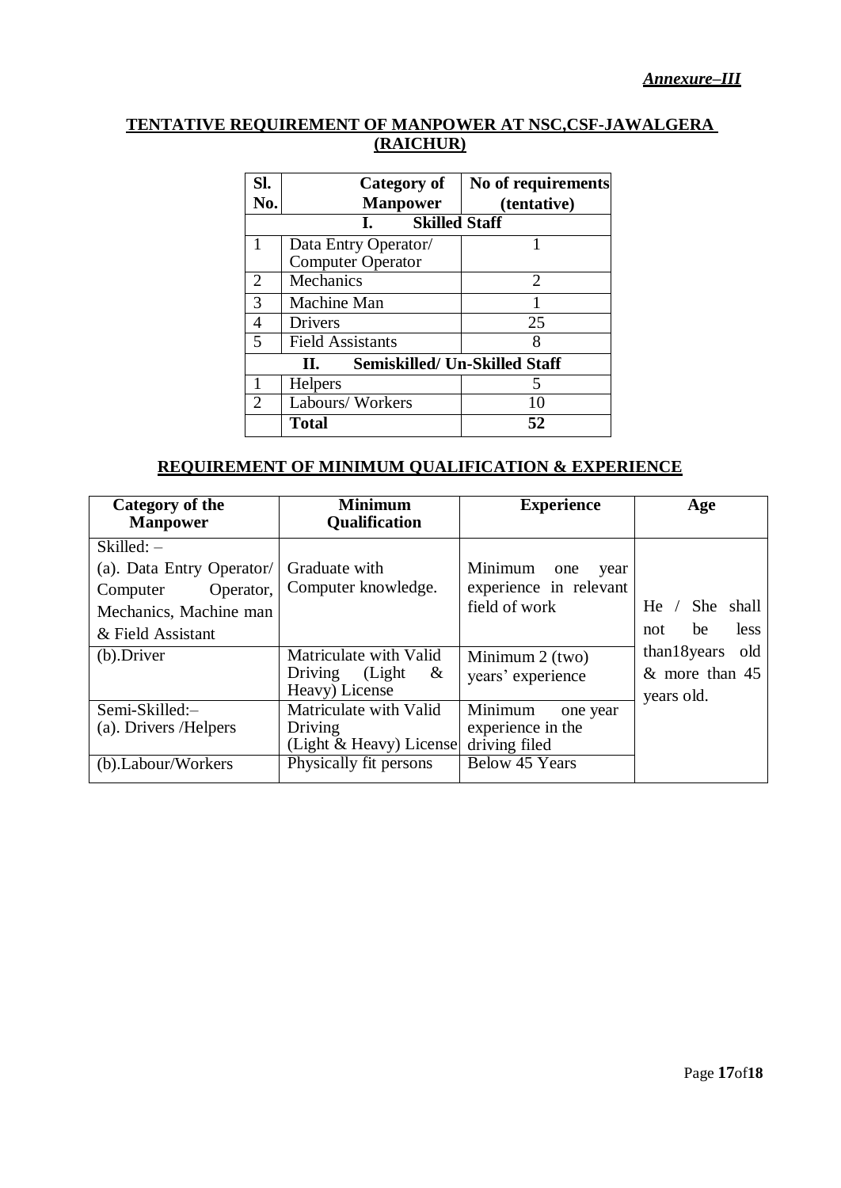***Annexure–III***

**TENTATIVE REQUIREMENT OF MANPOWER AT NSC,CSF-JAWALGERA (RAICHUR)**

| Sl. No. | Category of Manpower | No of requirements (tentative) |
|---|---|---|
| | **I. Skilled Staff** | |
| 1 | Data Entry Operator/ Computer Operator | 1 |
| 2 | Mechanics | 2 |
| 3 | Machine Man | 1 |
| 4 | Drivers | 25 |
| 5 | Field Assistants | 8 |
| | **II. Semiskilled/ Un-Skilled Staff** | |
| 1 | Helpers | 5 |
| 2 | Labours/ Workers | 10 |
| | **Total** | **52** |

**REQUIREMENT OF MINIMUM QUALIFICATION & EXPERIENCE**

| Category of the Manpower | Minimum Qualification | Experience | Age |
|---|---|---|---|
| Skilled: – (a). Data Entry Operator/ Computer Operator, Mechanics, Machine man & Field Assistant | Graduate with Computer knowledge. | Minimum one year experience in relevant field of work | He / She shall not be less than18years old & more than 45 years old. |
| (b).Driver | Matriculate with Valid Driving (Light & Heavy) License | Minimum 2 (two) years' experience | |
| Semi-Skilled:– (a). Drivers /Helpers | Matriculate with Valid Driving (Light & Heavy) License | Minimum one year experience in the driving filed | |
| (b).Labour/Workers | Physically fit persons | Below 45 Years | |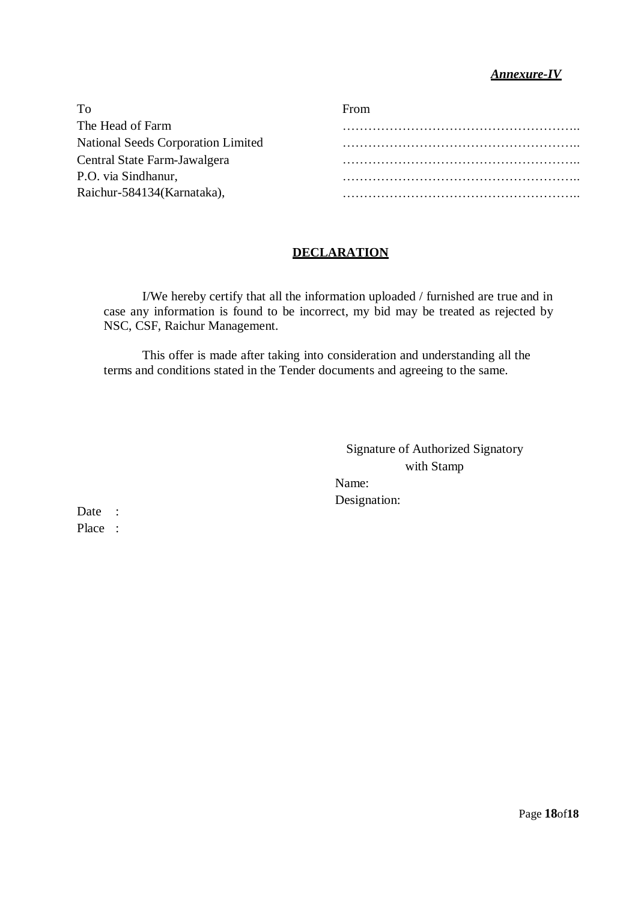***Annexure-IV***

| | |
|---|---|
| To | From |
| The Head of Farm | …………………………………………….. |
| National Seeds Corporation Limited | …………………………………………….. |
| Central State Farm-Jawalgera | …………………………………………….. |
| P.O. via Sindhanur, | …………………………………………….. |
| Raichur-584134(Karnataka), | …………………………………………….. |

## DECLARATION

I/We hereby certify that all the information uploaded / furnished are true and in case any information is found to be incorrect, my bid may be treated as rejected by NSC, CSF, Raichur Management.

This offer is made after taking into consideration and understanding all the terms and conditions stated in the Tender documents and agreeing to the same.

Signature of Authorized Signatory
with Stamp

Name:
Designation:

Date :
Place :